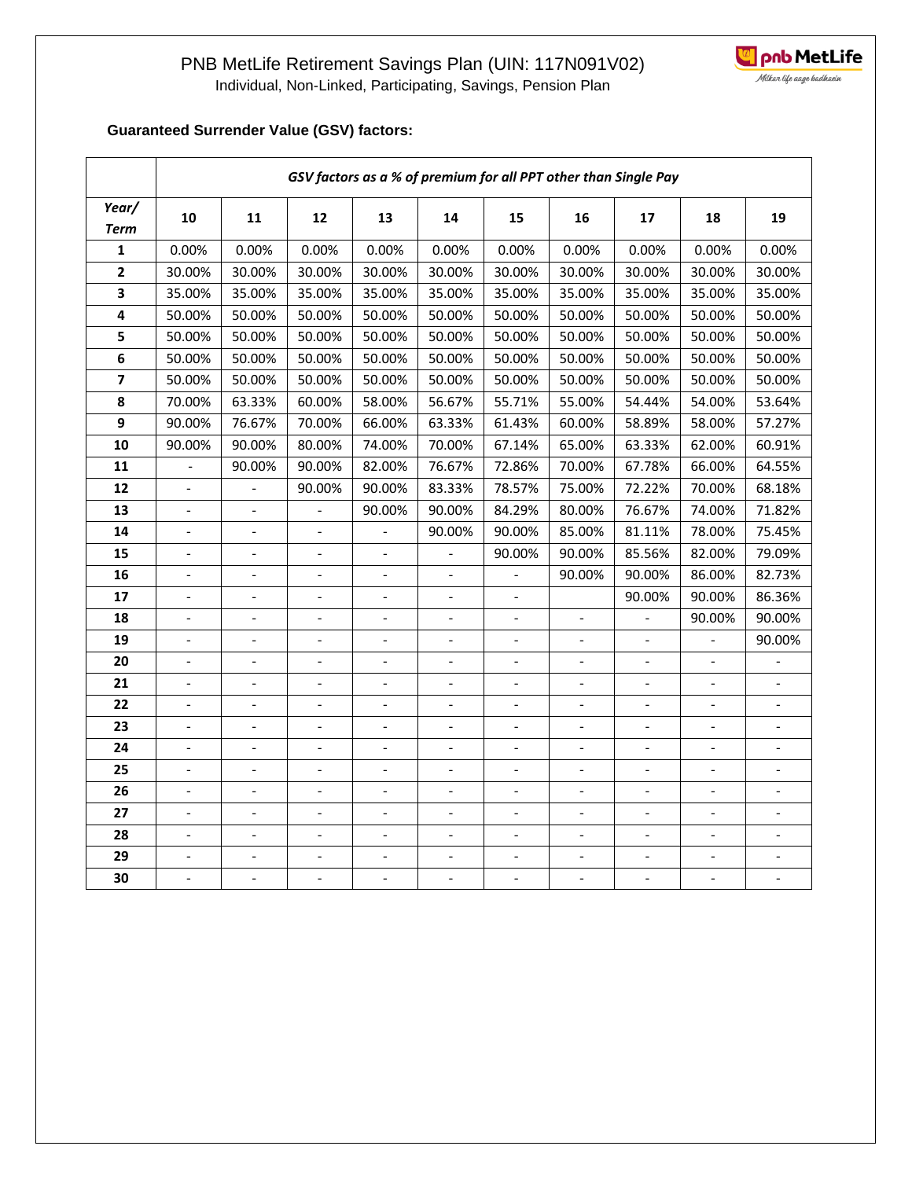PNB MetLife Retirement Savings Plan (UIN: 117N091V02)
Individual, Non-Linked, Participating, Savings, Pension Plan

**Guaranteed Surrender Value (GSV) factors:**

| | *GSV factors as a % of premium for all PPT other than Single Pay* | | | | | | | | | |
|---|---|---|---|---|---|---|---|---|---|---|
| ***Year/ Term*** | **10** | **11** | **12** | **13** | **14** | **15** | **16** | **17** | **18** | **19** |
| **1** | 0.00% | 0.00% | 0.00% | 0.00% | 0.00% | 0.00% | 0.00% | 0.00% | 0.00% | 0.00% |
| **2** | 30.00% | 30.00% | 30.00% | 30.00% | 30.00% | 30.00% | 30.00% | 30.00% | 30.00% | 30.00% |
| **3** | 35.00% | 35.00% | 35.00% | 35.00% | 35.00% | 35.00% | 35.00% | 35.00% | 35.00% | 35.00% |
| **4** | 50.00% | 50.00% | 50.00% | 50.00% | 50.00% | 50.00% | 50.00% | 50.00% | 50.00% | 50.00% |
| **5** | 50.00% | 50.00% | 50.00% | 50.00% | 50.00% | 50.00% | 50.00% | 50.00% | 50.00% | 50.00% |
| **6** | 50.00% | 50.00% | 50.00% | 50.00% | 50.00% | 50.00% | 50.00% | 50.00% | 50.00% | 50.00% |
| **7** | 50.00% | 50.00% | 50.00% | 50.00% | 50.00% | 50.00% | 50.00% | 50.00% | 50.00% | 50.00% |
| **8** | 70.00% | 63.33% | 60.00% | 58.00% | 56.67% | 55.71% | 55.00% | 54.44% | 54.00% | 53.64% |
| **9** | 90.00% | 76.67% | 70.00% | 66.00% | 63.33% | 61.43% | 60.00% | 58.89% | 58.00% | 57.27% |
| **10** | 90.00% | 90.00% | 80.00% | 74.00% | 70.00% | 67.14% | 65.00% | 63.33% | 62.00% | 60.91% |
| **11** | - | 90.00% | 90.00% | 82.00% | 76.67% | 72.86% | 70.00% | 67.78% | 66.00% | 64.55% |
| **12** | - | - | 90.00% | 90.00% | 83.33% | 78.57% | 75.00% | 72.22% | 70.00% | 68.18% |
| **13** | - | - | - | 90.00% | 90.00% | 84.29% | 80.00% | 76.67% | 74.00% | 71.82% |
| **14** | - | - | - | - | 90.00% | 90.00% | 85.00% | 81.11% | 78.00% | 75.45% |
| **15** | - | - | - | - | - | 90.00% | 90.00% | 85.56% | 82.00% | 79.09% |
| **16** | - | - | - | - | - | - | 90.00% | 90.00% | 86.00% | 82.73% |
| **17** | - | - | - | - | - | - | | 90.00% | 90.00% | 86.36% |
| **18** | - | - | - | - | - | - | - | - | 90.00% | 90.00% |
| **19** | - | - | - | - | - | - | - | - | - | 90.00% |
| **20** | - | - | - | - | - | - | - | - | - | - |
| **21** | - | - | - | - | - | - | - | - | - | - |
| **22** | - | - | - | - | - | - | - | - | - | - |
| **23** | - | - | - | - | - | - | - | - | - | - |
| **24** | - | - | - | - | - | - | - | - | - | - |
| **25** | - | - | - | - | - | - | - | - | - | - |
| **26** | - | - | - | - | - | - | - | - | - | - |
| **27** | - | - | - | - | - | - | - | - | - | - |
| **28** | - | - | - | - | - | - | - | - | - | - |
| **29** | - | - | - | - | - | - | - | - | - | - |
| **30** | - | - | - | - | - | - | - | - | - | - |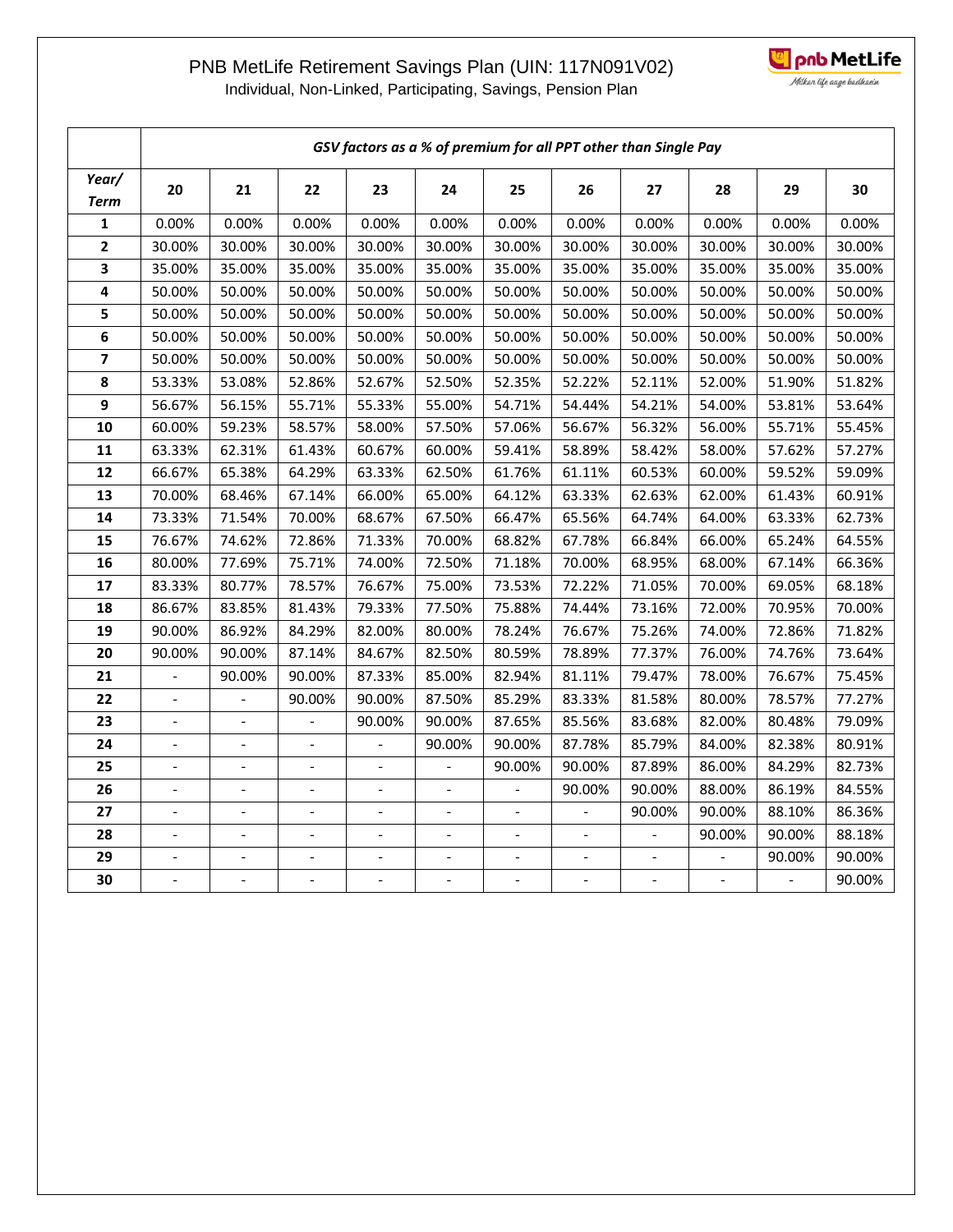PNB MetLife Retirement Savings Plan (UIN: 117N091V02)

Individual, Non-Linked, Participating, Savings, Pension Plan

| | ***GSV factors as a % of premium for all PPT other than Single Pay*** | | | | | | | | | | |
|---|---|---|---|---|---|---|---|---|---|---|---|
| ***Year/ Term*** | **20** | **21** | **22** | **23** | **24** | **25** | **26** | **27** | **28** | **29** | **30** |
| **1** | 0.00% | 0.00% | 0.00% | 0.00% | 0.00% | 0.00% | 0.00% | 0.00% | 0.00% | 0.00% | 0.00% |
| **2** | 30.00% | 30.00% | 30.00% | 30.00% | 30.00% | 30.00% | 30.00% | 30.00% | 30.00% | 30.00% | 30.00% |
| **3** | 35.00% | 35.00% | 35.00% | 35.00% | 35.00% | 35.00% | 35.00% | 35.00% | 35.00% | 35.00% | 35.00% |
| **4** | 50.00% | 50.00% | 50.00% | 50.00% | 50.00% | 50.00% | 50.00% | 50.00% | 50.00% | 50.00% | 50.00% |
| **5** | 50.00% | 50.00% | 50.00% | 50.00% | 50.00% | 50.00% | 50.00% | 50.00% | 50.00% | 50.00% | 50.00% |
| **6** | 50.00% | 50.00% | 50.00% | 50.00% | 50.00% | 50.00% | 50.00% | 50.00% | 50.00% | 50.00% | 50.00% |
| **7** | 50.00% | 50.00% | 50.00% | 50.00% | 50.00% | 50.00% | 50.00% | 50.00% | 50.00% | 50.00% | 50.00% |
| **8** | 53.33% | 53.08% | 52.86% | 52.67% | 52.50% | 52.35% | 52.22% | 52.11% | 52.00% | 51.90% | 51.82% |
| **9** | 56.67% | 56.15% | 55.71% | 55.33% | 55.00% | 54.71% | 54.44% | 54.21% | 54.00% | 53.81% | 53.64% |
| **10** | 60.00% | 59.23% | 58.57% | 58.00% | 57.50% | 57.06% | 56.67% | 56.32% | 56.00% | 55.71% | 55.45% |
| **11** | 63.33% | 62.31% | 61.43% | 60.67% | 60.00% | 59.41% | 58.89% | 58.42% | 58.00% | 57.62% | 57.27% |
| **12** | 66.67% | 65.38% | 64.29% | 63.33% | 62.50% | 61.76% | 61.11% | 60.53% | 60.00% | 59.52% | 59.09% |
| **13** | 70.00% | 68.46% | 67.14% | 66.00% | 65.00% | 64.12% | 63.33% | 62.63% | 62.00% | 61.43% | 60.91% |
| **14** | 73.33% | 71.54% | 70.00% | 68.67% | 67.50% | 66.47% | 65.56% | 64.74% | 64.00% | 63.33% | 62.73% |
| **15** | 76.67% | 74.62% | 72.86% | 71.33% | 70.00% | 68.82% | 67.78% | 66.84% | 66.00% | 65.24% | 64.55% |
| **16** | 80.00% | 77.69% | 75.71% | 74.00% | 72.50% | 71.18% | 70.00% | 68.95% | 68.00% | 67.14% | 66.36% |
| **17** | 83.33% | 80.77% | 78.57% | 76.67% | 75.00% | 73.53% | 72.22% | 71.05% | 70.00% | 69.05% | 68.18% |
| **18** | 86.67% | 83.85% | 81.43% | 79.33% | 77.50% | 75.88% | 74.44% | 73.16% | 72.00% | 70.95% | 70.00% |
| **19** | 90.00% | 86.92% | 84.29% | 82.00% | 80.00% | 78.24% | 76.67% | 75.26% | 74.00% | 72.86% | 71.82% |
| **20** | 90.00% | 90.00% | 87.14% | 84.67% | 82.50% | 80.59% | 78.89% | 77.37% | 76.00% | 74.76% | 73.64% |
| **21** | - | 90.00% | 90.00% | 87.33% | 85.00% | 82.94% | 81.11% | 79.47% | 78.00% | 76.67% | 75.45% |
| **22** | - | - | 90.00% | 90.00% | 87.50% | 85.29% | 83.33% | 81.58% | 80.00% | 78.57% | 77.27% |
| **23** | - | - | - | 90.00% | 90.00% | 87.65% | 85.56% | 83.68% | 82.00% | 80.48% | 79.09% |
| **24** | - | - | - | - | 90.00% | 90.00% | 87.78% | 85.79% | 84.00% | 82.38% | 80.91% |
| **25** | - | - | - | - | - | 90.00% | 90.00% | 87.89% | 86.00% | 84.29% | 82.73% |
| **26** | - | - | - | - | - | - | 90.00% | 90.00% | 88.00% | 86.19% | 84.55% |
| **27** | - | - | - | - | - | - | - | 90.00% | 90.00% | 88.10% | 86.36% |
| **28** | - | - | - | - | - | - | - | - | 90.00% | 90.00% | 88.18% |
| **29** | - | - | - | - | - | - | - | - | - | 90.00% | 90.00% |
| **30** | - | - | - | - | - | - | - | - | - | - | 90.00% |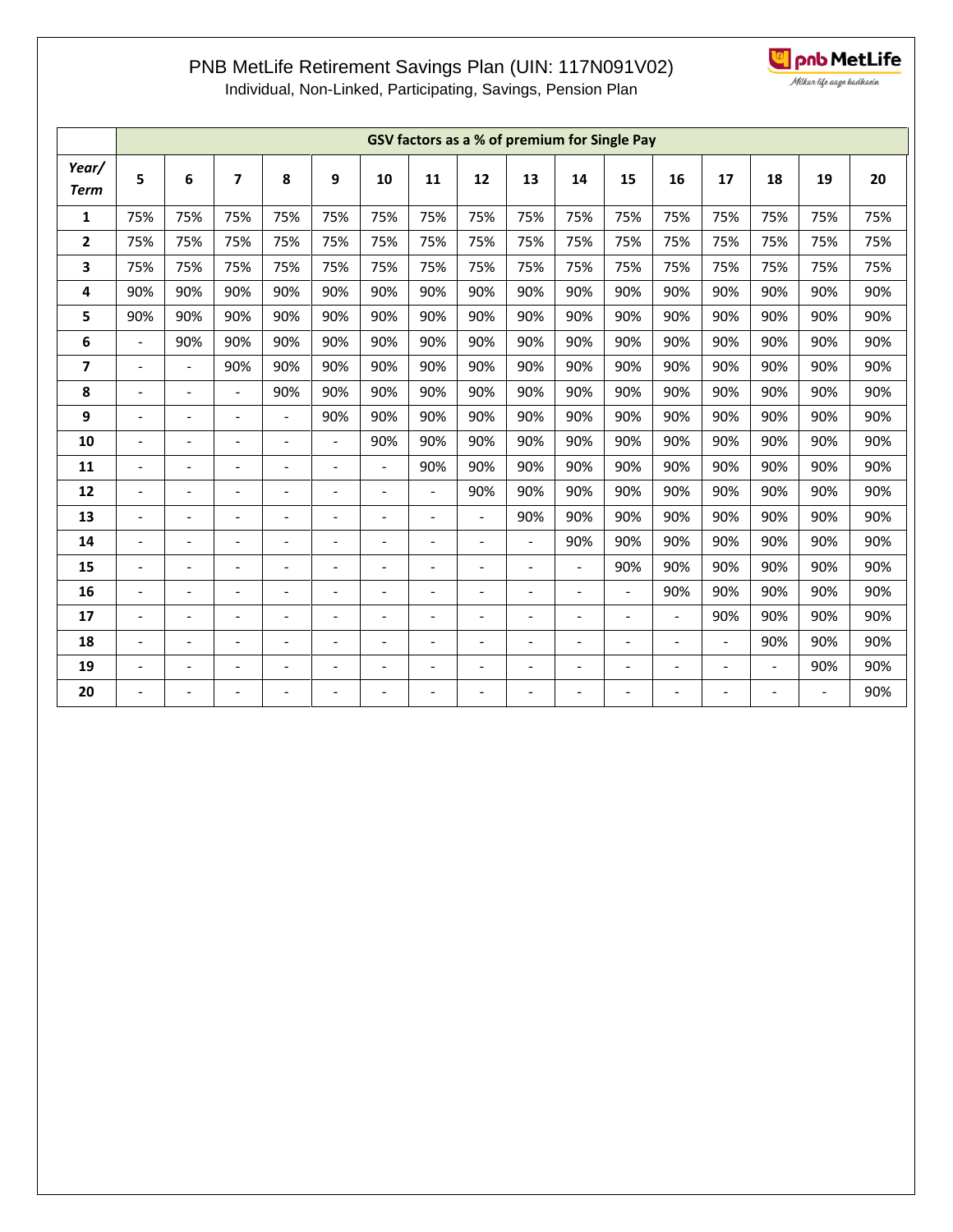PNB MetLife Retirement Savings Plan (UIN: 117N091V02)
Individual, Non-Linked, Participating, Savings, Pension Plan

| | GSV factors as a % of premium for Single Pay | | | | | | | | | | | | | | | |
|---|---|---|---|---|---|---|---|---|---|---|---|---|---|---|---|---|
| ***Year/ Term*** | **5** | **6** | **7** | **8** | **9** | **10** | **11** | **12** | **13** | **14** | **15** | **16** | **17** | **18** | **19** | **20** |
| **1** | 75% | 75% | 75% | 75% | 75% | 75% | 75% | 75% | 75% | 75% | 75% | 75% | 75% | 75% | 75% | 75% |
| **2** | 75% | 75% | 75% | 75% | 75% | 75% | 75% | 75% | 75% | 75% | 75% | 75% | 75% | 75% | 75% | 75% |
| **3** | 75% | 75% | 75% | 75% | 75% | 75% | 75% | 75% | 75% | 75% | 75% | 75% | 75% | 75% | 75% | 75% |
| **4** | 90% | 90% | 90% | 90% | 90% | 90% | 90% | 90% | 90% | 90% | 90% | 90% | 90% | 90% | 90% | 90% |
| **5** | 90% | 90% | 90% | 90% | 90% | 90% | 90% | 90% | 90% | 90% | 90% | 90% | 90% | 90% | 90% | 90% |
| **6** | - | 90% | 90% | 90% | 90% | 90% | 90% | 90% | 90% | 90% | 90% | 90% | 90% | 90% | 90% | 90% |
| **7** | - | - | 90% | 90% | 90% | 90% | 90% | 90% | 90% | 90% | 90% | 90% | 90% | 90% | 90% | 90% |
| **8** | - | - | - | 90% | 90% | 90% | 90% | 90% | 90% | 90% | 90% | 90% | 90% | 90% | 90% | 90% |
| **9** | - | - | - | - | 90% | 90% | 90% | 90% | 90% | 90% | 90% | 90% | 90% | 90% | 90% | 90% |
| **10** | - | - | - | - | - | 90% | 90% | 90% | 90% | 90% | 90% | 90% | 90% | 90% | 90% | 90% |
| **11** | - | - | - | - | - | - | 90% | 90% | 90% | 90% | 90% | 90% | 90% | 90% | 90% | 90% |
| **12** | - | - | - | - | - | - | - | 90% | 90% | 90% | 90% | 90% | 90% | 90% | 90% | 90% |
| **13** | - | - | - | - | - | - | - | - | 90% | 90% | 90% | 90% | 90% | 90% | 90% | 90% |
| **14** | - | - | - | - | - | - | - | - | - | 90% | 90% | 90% | 90% | 90% | 90% | 90% |
| **15** | - | - | - | - | - | - | - | - | - | - | 90% | 90% | 90% | 90% | 90% | 90% |
| **16** | - | - | - | - | - | - | - | - | - | - | - | 90% | 90% | 90% | 90% | 90% |
| **17** | - | - | - | - | - | - | - | - | - | - | - | - | 90% | 90% | 90% | 90% |
| **18** | - | - | - | - | - | - | - | - | - | - | - | - | - | 90% | 90% | 90% |
| **19** | - | - | - | - | - | - | - | - | - | - | - | - | - | - | 90% | 90% |
| **20** | - | - | - | - | - | - | - | - | - | - | - | - | - | - | - | 90% |